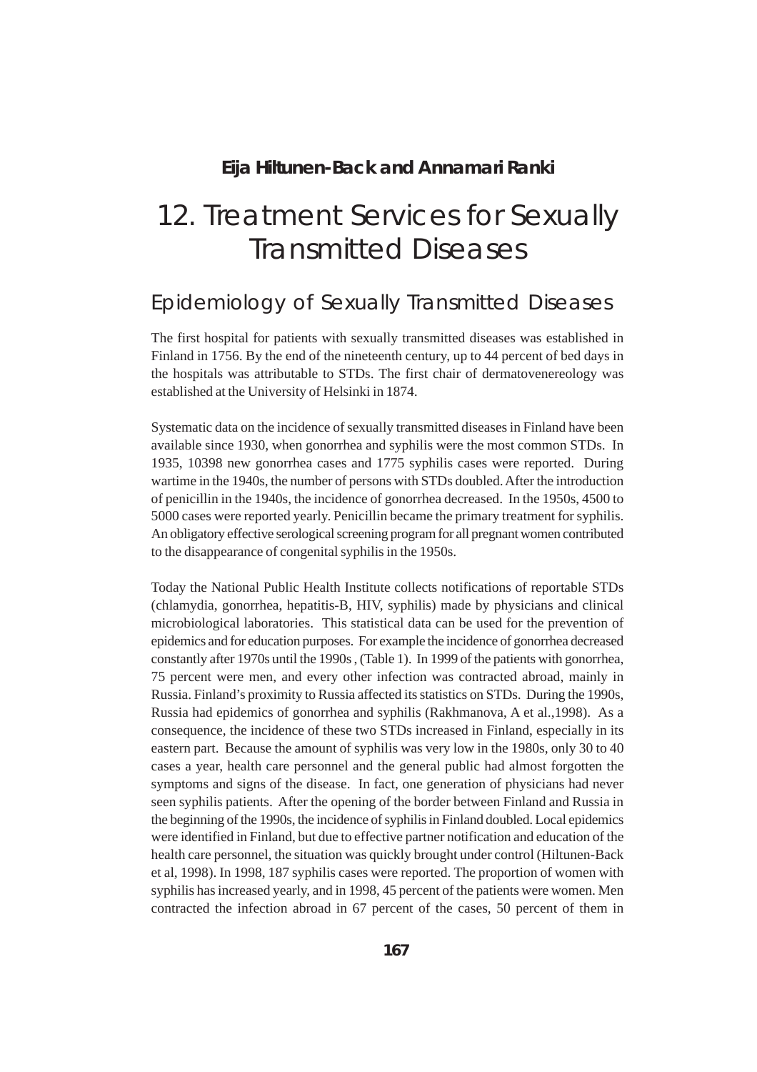**Eija Hiltunen-Back and Annamari Ranki**

# 12. Treatment Services for Sexually Transmitted Diseases

## Epidemiology of Sexually Transmitted Diseases

The first hospital for patients with sexually transmitted diseases was established in Finland in 1756. By the end of the nineteenth century, up to 44 percent of bed days in the hospitals was attributable to STDs. The first chair of dermatovenereology was established at the University of Helsinki in 1874.

Systematic data on the incidence of sexually transmitted diseases in Finland have been available since 1930, when gonorrhea and syphilis were the most common STDs. In 1935, 10398 new gonorrhea cases and 1775 syphilis cases were reported. During wartime in the 1940s, the number of persons with STDs doubled. After the introduction of penicillin in the 1940s, the incidence of gonorrhea decreased. In the 1950s, 4500 to 5000 cases were reported yearly. Penicillin became the primary treatment for syphilis. An obligatory effective serological screening program for all pregnant women contributed to the disappearance of congenital syphilis in the 1950s.

Today the National Public Health Institute collects notifications of reportable STDs (chlamydia, gonorrhea, hepatitis-B, HIV, syphilis) made by physicians and clinical microbiological laboratories. This statistical data can be used for the prevention of epidemics and for education purposes. For example the incidence of gonorrhea decreased constantly after 1970s until the 1990s , (Table 1). In 1999 of the patients with gonorrhea, 75 percent were men, and every other infection was contracted abroad, mainly in Russia. Finland's proximity to Russia affected its statistics on STDs. During the 1990s, Russia had epidemics of gonorrhea and syphilis (Rakhmanova, A et al.,1998). As a consequence, the incidence of these two STDs increased in Finland, especially in its eastern part. Because the amount of syphilis was very low in the 1980s, only 30 to 40 cases a year, health care personnel and the general public had almost forgotten the symptoms and signs of the disease. In fact, one generation of physicians had never seen syphilis patients. After the opening of the border between Finland and Russia in the beginning of the 1990s, the incidence of syphilis in Finland doubled. Local epidemics were identified in Finland, but due to effective partner notification and education of the health care personnel, the situation was quickly brought under control (Hiltunen-Back et al, 1998). In 1998, 187 syphilis cases were reported. The proportion of women with syphilis has increased yearly, and in 1998, 45 percent of the patients were women. Men contracted the infection abroad in 67 percent of the cases, 50 percent of them in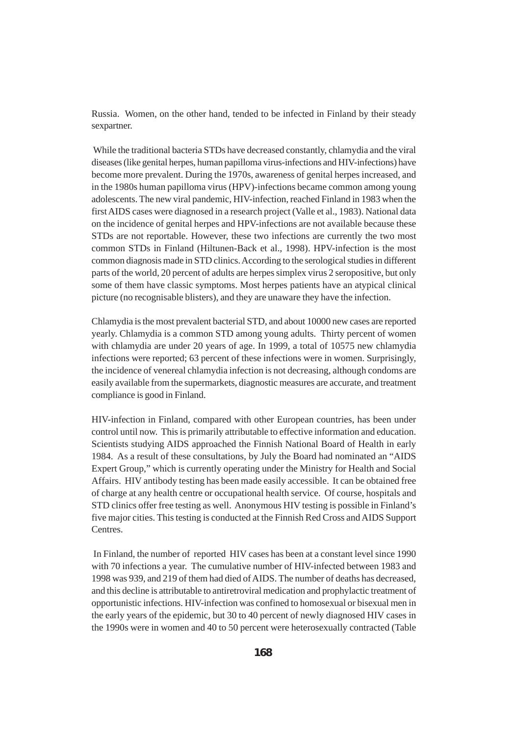Russia. Women, on the other hand, tended to be infected in Finland by their steady sexpartner.

While the traditional bacteria STDs have decreased constantly, chlamydia and the viral diseases (like genital herpes, human papilloma virus-infections and HIV-infections) have become more prevalent. During the 1970s, awareness of genital herpes increased, and in the 1980s human papilloma virus (HPV)-infections became common among young adolescents. The new viral pandemic, HIV-infection, reached Finland in 1983 when the first AIDS cases were diagnosed in a research project (Valle et al., 1983). National data on the incidence of genital herpes and HPV-infections are not available because these STDs are not reportable. However, these two infections are currently the two most common STDs in Finland (Hiltunen-Back et al., 1998). HPV-infection is the most common diagnosis made in STD clinics. According to the serological studies in different parts of the world, 20 percent of adults are herpes simplex virus 2 seropositive, but only some of them have classic symptoms. Most herpes patients have an atypical clinical picture (no recognisable blisters), and they are unaware they have the infection.

Chlamydia is the most prevalent bacterial STD, and about 10000 new cases are reported yearly. Chlamydia is a common STD among young adults. Thirty percent of women with chlamydia are under 20 years of age. In 1999, a total of 10575 new chlamydia infections were reported; 63 percent of these infections were in women. Surprisingly, the incidence of venereal chlamydia infection is not decreasing, although condoms are easily available from the supermarkets, diagnostic measures are accurate, and treatment compliance is good in Finland.

HIV-infection in Finland, compared with other European countries, has been under control until now. This is primarily attributable to effective information and education. Scientists studying AIDS approached the Finnish National Board of Health in early 1984. As a result of these consultations, by July the Board had nominated an "AIDS Expert Group," which is currently operating under the Ministry for Health and Social Affairs. HIV antibody testing has been made easily accessible. It can be obtained free of charge at any health centre or occupational health service. Of course, hospitals and STD clinics offer free testing as well. Anonymous HIV testing is possible in Finland's five major cities. This testing is conducted at the Finnish Red Cross and AIDS Support Centres.

In Finland, the number of reported HIV cases has been at a constant level since 1990 with 70 infections a year. The cumulative number of HIV-infected between 1983 and 1998 was 939, and 219 of them had died of AIDS. The number of deaths has decreased, and this decline is attributable to antiretroviral medication and prophylactic treatment of opportunistic infections. HIV-infection was confined to homosexual or bisexual men in the early years of the epidemic, but 30 to 40 percent of newly diagnosed HIV cases in the 1990s were in women and 40 to 50 percent were heterosexually contracted (Table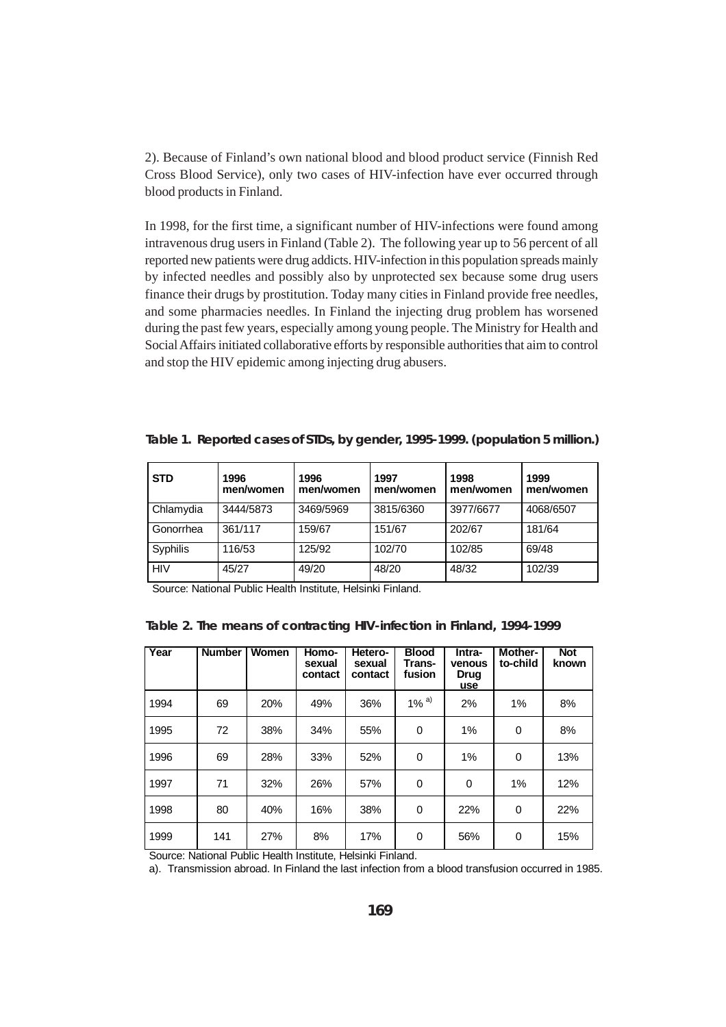2). Because of Finland's own national blood and blood product service (Finnish Red Cross Blood Service), only two cases of HIV-infection have ever occurred through blood products in Finland.

In 1998, for the first time, a significant number of HIV-infections were found among intravenous drug users in Finland (Table 2). The following year up to 56 percent of all reported new patients were drug addicts. HIV-infection in this population spreads mainly by infected needles and possibly also by unprotected sex because some drug users finance their drugs by prostitution. Today many cities in Finland provide free needles, and some pharmacies needles. In Finland the injecting drug problem has worsened during the past few years, especially among young people. The Ministry for Health and Social Affairs initiated collaborative efforts by responsible authorities that aim to control and stop the HIV epidemic among injecting drug abusers.

**Table 1. Reported cases of STDs, by gender, 1995-1999. (population 5 million.)**

| STD | 1996 men/women | 1996 men/women | 1997 men/women | 1998 men/women | 1999 men/women |
|---|---|---|---|---|---|
| Chlamydia | 3444/5873 | 3469/5969 | 3815/6360 | 3977/6677 | 4068/6507 |
| Gonorrhea | 361/117 | 159/67 | 151/67 | 202/67 | 181/64 |
| Syphilis | 116/53 | 125/92 | 102/70 | 102/85 | 69/48 |
| HIV | 45/27 | 49/20 | 48/20 | 48/32 | 102/39 |

Source: National Public Health Institute, Helsinki Finland.

**Table 2. The means of contracting HIV-infection in Finland, 1994-1999**

| Year | Number | Women | Homo-sexual contact | Hetero-sexual contact | Blood Trans-fusion | Intra-venous Drug use | Mother-to-child | Not known |
|---|---|---|---|---|---|---|---|---|
| 1994 | 69 | 20% | 49% | 36% | 1% [a)] | 2% | 1% | 8% |
| 1995 | 72 | 38% | 34% | 55% | 0 | 1% | 0 | 8% |
| 1996 | 69 | 28% | 33% | 52% | 0 | 1% | 0 | 13% |
| 1997 | 71 | 32% | 26% | 57% | 0 | 0 | 1% | 12% |
| 1998 | 80 | 40% | 16% | 38% | 0 | 22% | 0 | 22% |
| 1999 | 141 | 27% | 8% | 17% | 0 | 56% | 0 | 15% |

Source: National Public Health Institute, Helsinki Finland.

a). Transmission abroad. In Finland the last infection from a blood transfusion occurred in 1985.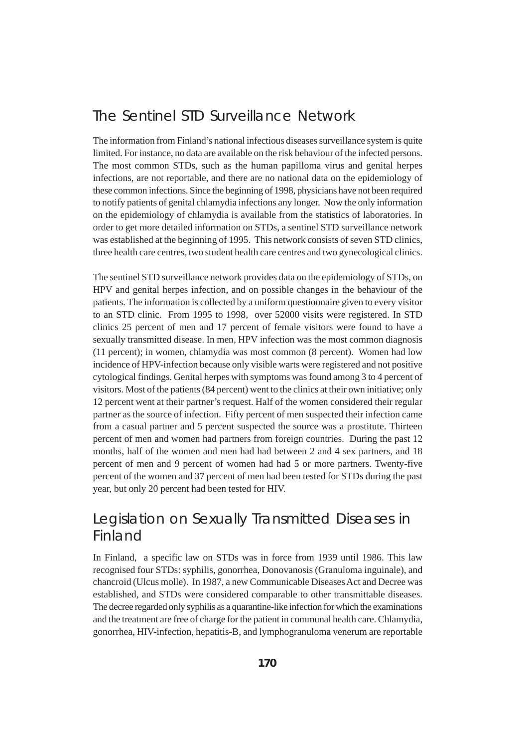## The Sentinel STD Surveillance Network

The information from Finland's national infectious diseases surveillance system is quite limited. For instance, no data are available on the risk behaviour of the infected persons. The most common STDs, such as the human papilloma virus and genital herpes infections, are not reportable, and there are no national data on the epidemiology of these common infections. Since the beginning of 1998, physicians have not been required to notify patients of genital chlamydia infections any longer. Now the only information on the epidemiology of chlamydia is available from the statistics of laboratories. In order to get more detailed information on STDs, a sentinel STD surveillance network was established at the beginning of 1995. This network consists of seven STD clinics, three health care centres, two student health care centres and two gynecological clinics.

The sentinel STD surveillance network provides data on the epidemiology of STDs, on HPV and genital herpes infection, and on possible changes in the behaviour of the patients. The information is collected by a uniform questionnaire given to every visitor to an STD clinic. From 1995 to 1998, over 52000 visits were registered. In STD clinics 25 percent of men and 17 percent of female visitors were found to have a sexually transmitted disease. In men, HPV infection was the most common diagnosis (11 percent); in women, chlamydia was most common (8 percent). Women had low incidence of HPV-infection because only visible warts were registered and not positive cytological findings. Genital herpes with symptoms was found among 3 to 4 percent of visitors. Most of the patients (84 percent) went to the clinics at their own initiative; only 12 percent went at their partner's request. Half of the women considered their regular partner as the source of infection. Fifty percent of men suspected their infection came from a casual partner and 5 percent suspected the source was a prostitute. Thirteen percent of men and women had partners from foreign countries. During the past 12 months, half of the women and men had had between 2 and 4 sex partners, and 18 percent of men and 9 percent of women had had 5 or more partners. Twenty-five percent of the women and 37 percent of men had been tested for STDs during the past year, but only 20 percent had been tested for HIV.

## Legislation on Sexually Transmitted Diseases in Finland

In Finland, a specific law on STDs was in force from 1939 until 1986. This law recognised four STDs: syphilis, gonorrhea, Donovanosis (Granuloma inguinale), and chancroid (Ulcus molle). In 1987, a new Communicable Diseases Act and Decree was established, and STDs were considered comparable to other transmittable diseases. The decree regarded only syphilis as a quarantine-like infection for which the examinations and the treatment are free of charge for the patient in communal health care. Chlamydia, gonorrhea, HIV-infection, hepatitis-B, and lymphogranuloma venerum are reportable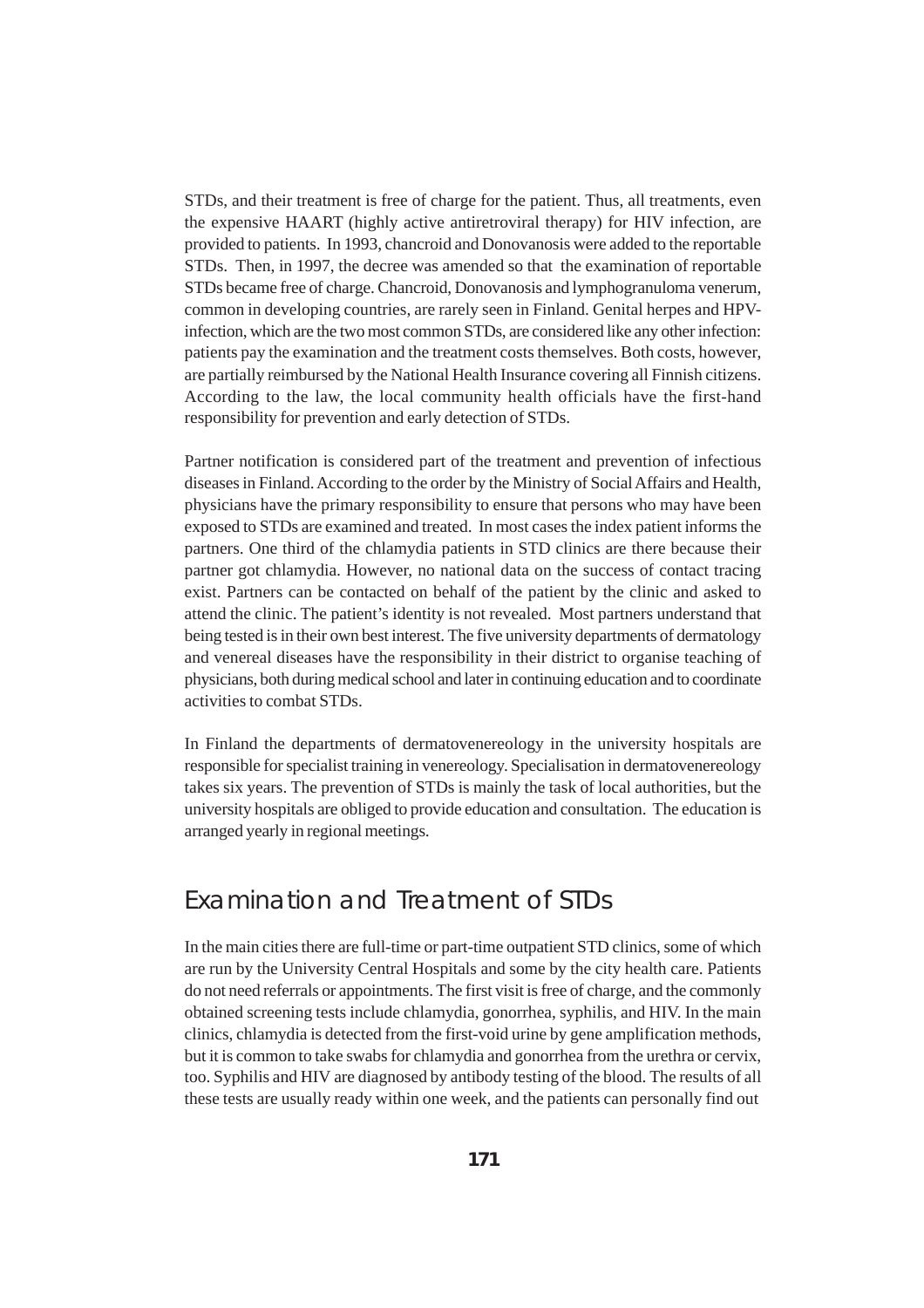STDs, and their treatment is free of charge for the patient. Thus, all treatments, even the expensive HAART (highly active antiretroviral therapy) for HIV infection, are provided to patients. In 1993, chancroid and Donovanosis were added to the reportable STDs. Then, in 1997, the decree was amended so that the examination of reportable STDs became free of charge. Chancroid, Donovanosis and lymphogranuloma venerum, common in developing countries, are rarely seen in Finland. Genital herpes and HPV-infection, which are the two most common STDs, are considered like any other infection: patients pay the examination and the treatment costs themselves. Both costs, however, are partially reimbursed by the National Health Insurance covering all Finnish citizens. According to the law, the local community health officials have the first-hand responsibility for prevention and early detection of STDs.

Partner notification is considered part of the treatment and prevention of infectious diseases in Finland. According to the order by the Ministry of Social Affairs and Health, physicians have the primary responsibility to ensure that persons who may have been exposed to STDs are examined and treated. In most cases the index patient informs the partners. One third of the chlamydia patients in STD clinics are there because their partner got chlamydia. However, no national data on the success of contact tracing exist. Partners can be contacted on behalf of the patient by the clinic and asked to attend the clinic. The patient's identity is not revealed. Most partners understand that being tested is in their own best interest. The five university departments of dermatology and venereal diseases have the responsibility in their district to organise teaching of physicians, both during medical school and later in continuing education and to coordinate activities to combat STDs.

In Finland the departments of dermatovenereology in the university hospitals are responsible for specialist training in venereology. Specialisation in dermatovenereology takes six years. The prevention of STDs is mainly the task of local authorities, but the university hospitals are obliged to provide education and consultation. The education is arranged yearly in regional meetings.

## Examination and Treatment of STDs

In the main cities there are full-time or part-time outpatient STD clinics, some of which are run by the University Central Hospitals and some by the city health care. Patients do not need referrals or appointments. The first visit is free of charge, and the commonly obtained screening tests include chlamydia, gonorrhea, syphilis, and HIV. In the main clinics, chlamydia is detected from the first-void urine by gene amplification methods, but it is common to take swabs for chlamydia and gonorrhea from the urethra or cervix, too. Syphilis and HIV are diagnosed by antibody testing of the blood. The results of all these tests are usually ready within one week, and the patients can personally find out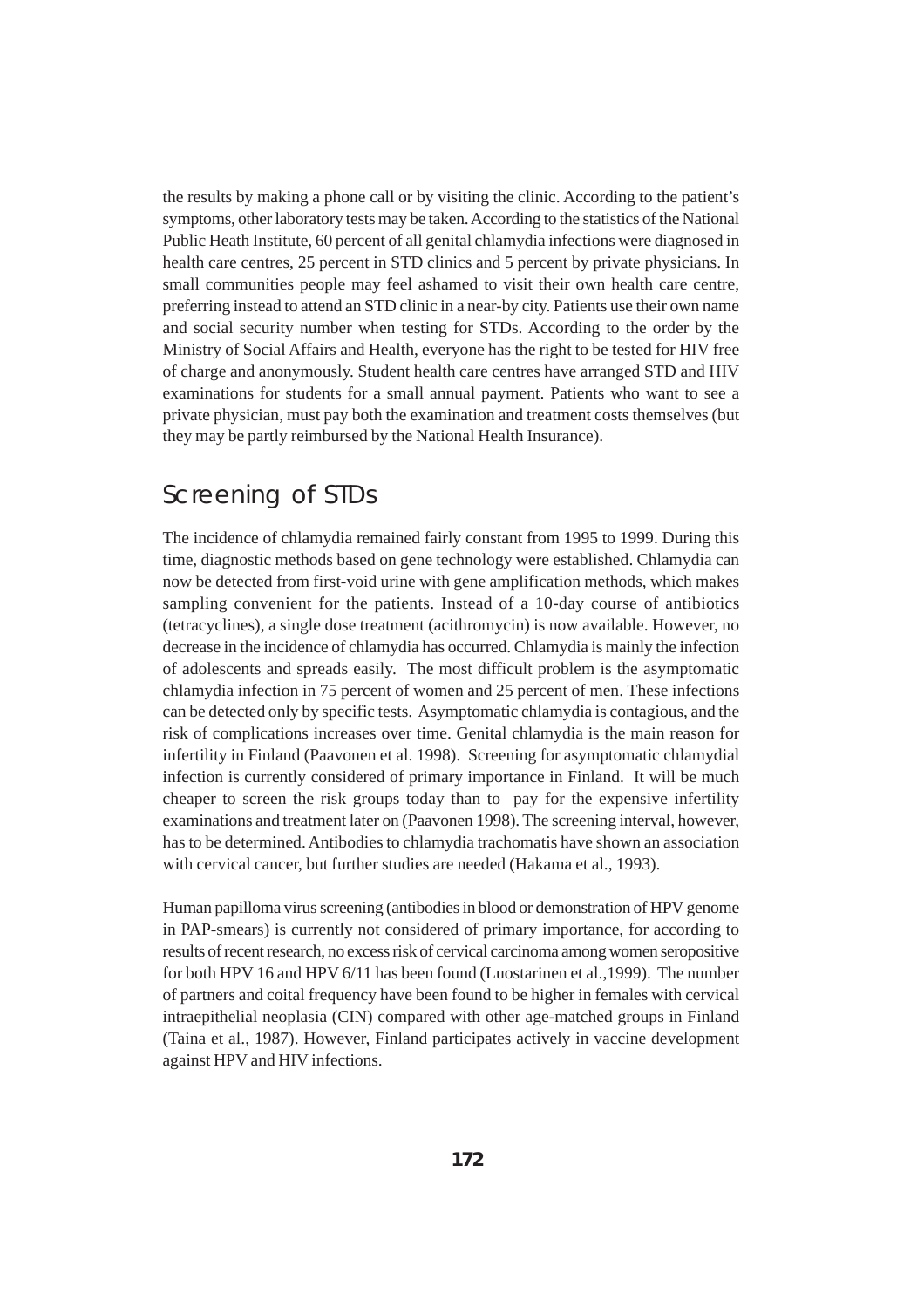the results by making a phone call or by visiting the clinic. According to the patient's symptoms, other laboratory tests may be taken. According to the statistics of the National Public Heath Institute, 60 percent of all genital chlamydia infections were diagnosed in health care centres, 25 percent in STD clinics and 5 percent by private physicians. In small communities people may feel ashamed to visit their own health care centre, preferring instead to attend an STD clinic in a near-by city. Patients use their own name and social security number when testing for STDs. According to the order by the Ministry of Social Affairs and Health, everyone has the right to be tested for HIV free of charge and anonymously. Student health care centres have arranged STD and HIV examinations for students for a small annual payment. Patients who want to see a private physician, must pay both the examination and treatment costs themselves (but they may be partly reimbursed by the National Health Insurance).

## Screening of STDs

The incidence of chlamydia remained fairly constant from 1995 to 1999. During this time, diagnostic methods based on gene technology were established. Chlamydia can now be detected from first-void urine with gene amplification methods, which makes sampling convenient for the patients. Instead of a 10-day course of antibiotics (tetracyclines), a single dose treatment (acithromycin) is now available. However, no decrease in the incidence of chlamydia has occurred. Chlamydia is mainly the infection of adolescents and spreads easily. The most difficult problem is the asymptomatic chlamydia infection in 75 percent of women and 25 percent of men. These infections can be detected only by specific tests. Asymptomatic chlamydia is contagious, and the risk of complications increases over time. Genital chlamydia is the main reason for infertility in Finland (Paavonen et al. 1998). Screening for asymptomatic chlamydial infection is currently considered of primary importance in Finland. It will be much cheaper to screen the risk groups today than to pay for the expensive infertility examinations and treatment later on (Paavonen 1998). The screening interval, however, has to be determined. Antibodies to chlamydia trachomatis have shown an association with cervical cancer, but further studies are needed (Hakama et al., 1993).

Human papilloma virus screening (antibodies in blood or demonstration of HPV genome in PAP-smears) is currently not considered of primary importance, for according to results of recent research, no excess risk of cervical carcinoma among women seropositive for both HPV 16 and HPV 6/11 has been found (Luostarinen et al.,1999). The number of partners and coital frequency have been found to be higher in females with cervical intraepithelial neoplasia (CIN) compared with other age-matched groups in Finland (Taina et al., 1987). However, Finland participates actively in vaccine development against HPV and HIV infections.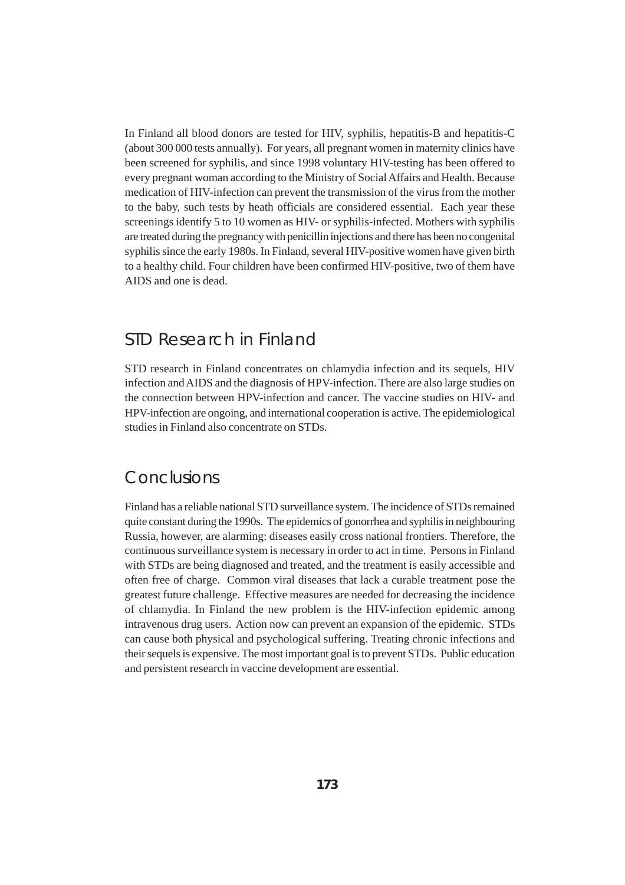In Finland all blood donors are tested for HIV, syphilis, hepatitis-B and hepatitis-C (about 300 000 tests annually). For years, all pregnant women in maternity clinics have been screened for syphilis, and since 1998 voluntary HIV-testing has been offered to every pregnant woman according to the Ministry of Social Affairs and Health. Because medication of HIV-infection can prevent the transmission of the virus from the mother to the baby, such tests by heath officials are considered essential. Each year these screenings identify 5 to 10 women as HIV- or syphilis-infected. Mothers with syphilis are treated during the pregnancy with penicillin injections and there has been no congenital syphilis since the early 1980s. In Finland, several HIV-positive women have given birth to a healthy child. Four children have been confirmed HIV-positive, two of them have AIDS and one is dead.

## STD Research in Finland

STD research in Finland concentrates on chlamydia infection and its sequels, HIV infection and AIDS and the diagnosis of HPV-infection. There are also large studies on the connection between HPV-infection and cancer. The vaccine studies on HIV- and HPV-infection are ongoing, and international cooperation is active. The epidemiological studies in Finland also concentrate on STDs.

## Conclusions

Finland has a reliable national STD surveillance system. The incidence of STDs remained quite constant during the 1990s. The epidemics of gonorrhea and syphilis in neighbouring Russia, however, are alarming: diseases easily cross national frontiers. Therefore, the continuous surveillance system is necessary in order to act in time. Persons in Finland with STDs are being diagnosed and treated, and the treatment is easily accessible and often free of charge. Common viral diseases that lack a curable treatment pose the greatest future challenge. Effective measures are needed for decreasing the incidence of chlamydia. In Finland the new problem is the HIV-infection epidemic among intravenous drug users. Action now can prevent an expansion of the epidemic. STDs can cause both physical and psychological suffering. Treating chronic infections and their sequels is expensive. The most important goal is to prevent STDs. Public education and persistent research in vaccine development are essential.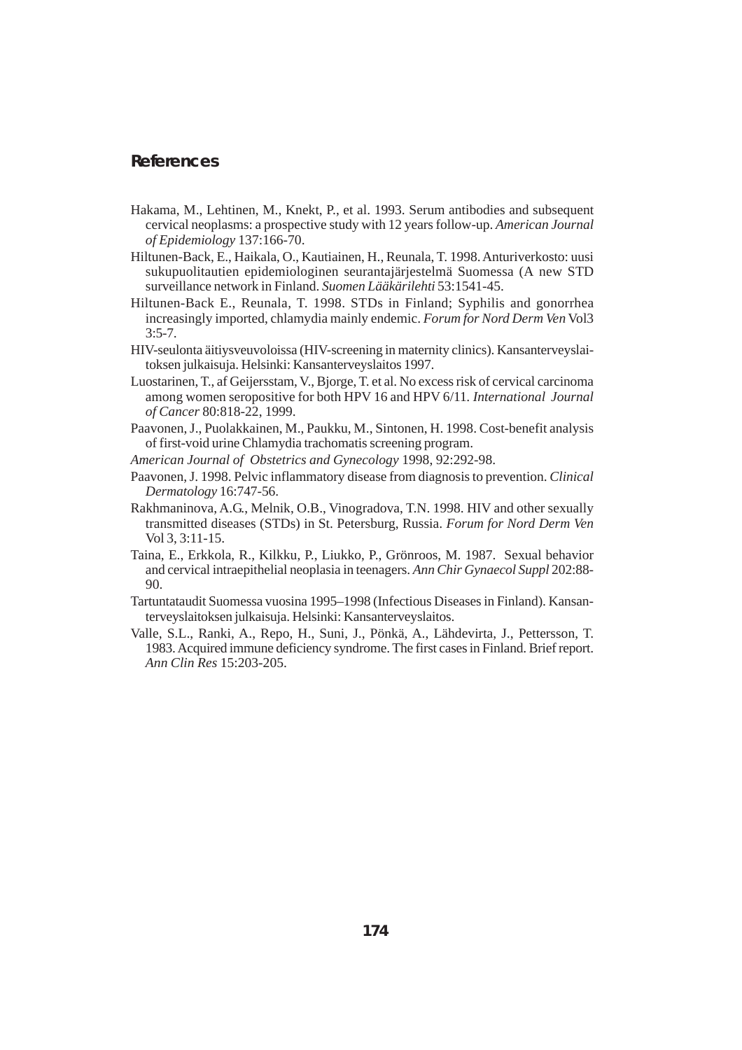## References

Hakama, M., Lehtinen, M., Knekt, P., et al. 1993. Serum antibodies and subsequent cervical neoplasms: a prospective study with 12 years follow-up. *American Journal of Epidemiology* 137:166-70.

Hiltunen-Back, E., Haikala, O., Kautiainen, H., Reunala, T. 1998. Anturiverkosto: uusi sukupuolitautien epidemiologinen seurantajärjestelmä Suomessa (A new STD surveillance network in Finland. *Suomen Lääkärilehti* 53:1541-45.

Hiltunen-Back E., Reunala, T. 1998. STDs in Finland; Syphilis and gonorrhea increasingly imported, chlamydia mainly endemic. *Forum for Nord Derm Ven* Vol3 3:5-7.

HIV-seulonta äitiysveuvoloissa (HIV-screening in maternity clinics). Kansanterveyslaitoksen julkaisuja. Helsinki: Kansanterveyslaitos 1997.

Luostarinen, T., af Geijersstam, V., Bjorge, T. et al. No excess risk of cervical carcinoma among women seropositive for both HPV 16 and HPV 6/11. *International Journal of Cancer* 80:818-22, 1999.

Paavonen, J., Puolakkainen, M., Paukku, M., Sintonen, H. 1998. Cost-benefit analysis of first-void urine Chlamydia trachomatis screening program.

*American Journal of Obstetrics and Gynecology* 1998, 92:292-98.

Paavonen, J. 1998. Pelvic inflammatory disease from diagnosis to prevention. *Clinical Dermatology* 16:747-56.

Rakhmaninova, A.G., Melnik, O.B., Vinogradova, T.N. 1998. HIV and other sexually transmitted diseases (STDs) in St. Petersburg, Russia. *Forum for Nord Derm Ven* Vol 3, 3:11-15.

Taina, E., Erkkola, R., Kilkku, P., Liukko, P., Grönroos, M. 1987. Sexual behavior and cervical intraepithelial neoplasia in teenagers. *Ann Chir Gynaecol Suppl* 202:88-90.

Tartuntataudit Suomessa vuosina 1995–1998 (Infectious Diseases in Finland). Kansanterveyslaitoksen julkaisuja. Helsinki: Kansanterveyslaitos.

Valle, S.L., Ranki, A., Repo, H., Suni, J., Pönkä, A., Lähdevirta, J., Pettersson, T. 1983. Acquired immune deficiency syndrome. The first cases in Finland. Brief report. *Ann Clin Res* 15:203-205.